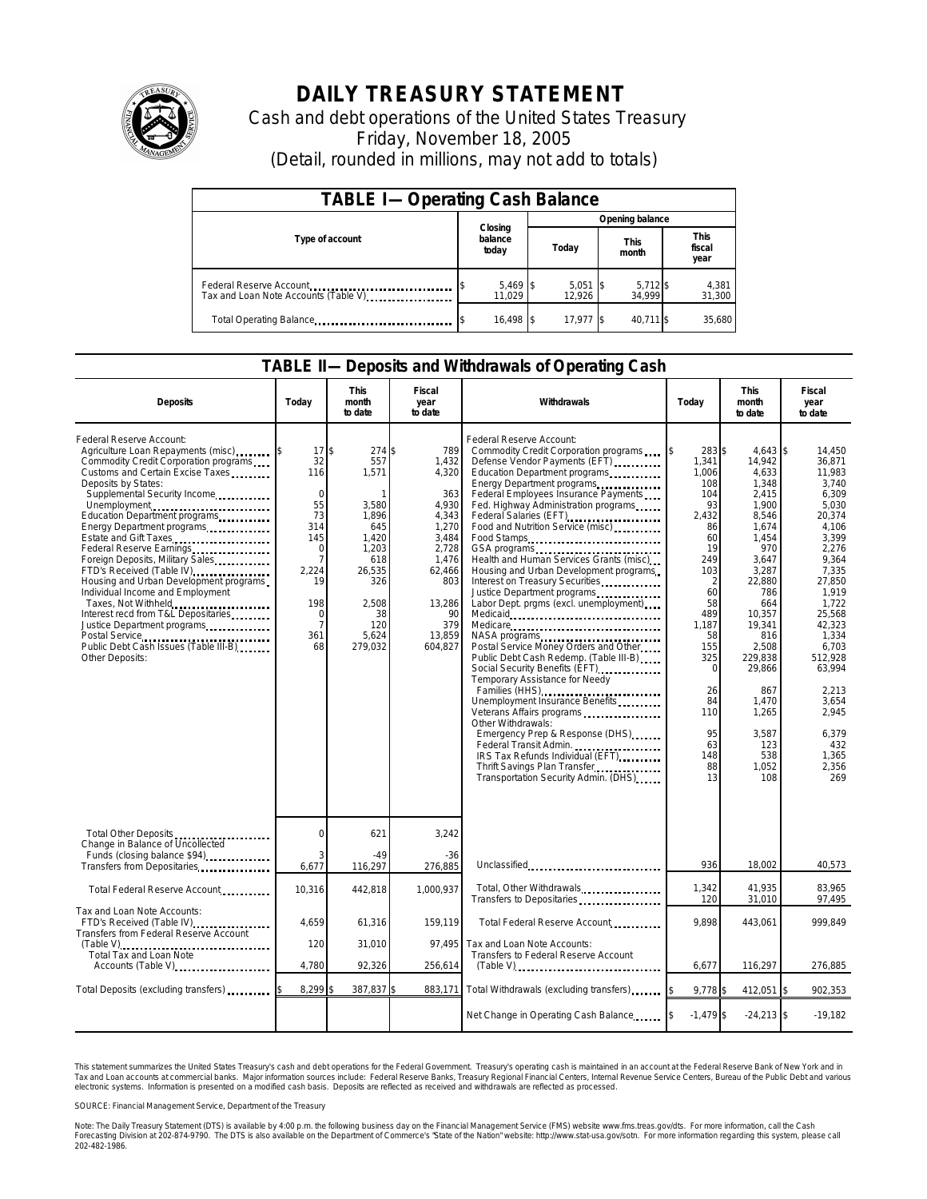# DAILY TREASURY STATEMENT

Cash and debt operations of the United States Treasury

Friday, November 18, 2005

(Detail, rounded in millions, may not add to totals)

## TABLE I—Operating Cash Balance

| Type of account | Closing balance today | Opening balance Today | Opening balance This month | Opening balance This fiscal year |
|---|---|---|---|---|
| Federal Reserve Account | $ 5,469 | $ 5,051 | $ 5,712 | $ 4,381 |
| Tax and Loan Note Accounts (Table V) | 11,029 | 12,926 | 34,999 | 31,300 |
| Total Operating Balance | $ 16,498 | $ 17,977 | $ 40,711 | $ 35,680 |

## TABLE II—Deposits and Withdrawals of Operating Cash

| Deposits | Today | This month to date | Fiscal year to date |
|---|---|---|---|
| Federal Reserve Account: | | | |
| Agriculture Loan Repayments (misc) | $ 17 | $ 274 | $ 789 |
| Commodity Credit Corporation programs | 32 | 557 | 1,432 |
| Customs and Certain Excise Taxes | 116 | 1,571 | 4,320 |
| Deposits by States: | | | |
| Supplemental Security Income | 0 | 1 | 363 |
| Unemployment | 55 | 3,580 | 4,930 |
| Education Department programs | 73 | 1,896 | 4,343 |
| Energy Department programs | 314 | 645 | 1,270 |
| Estate and Gift Taxes | 145 | 1,420 | 3,484 |
| Federal Reserve Earnings | 0 | 1,203 | 2,728 |
| Foreign Deposits, Military Sales | 7 | 618 | 1,476 |
| FTD's Received (Table IV) | 2,224 | 26,535 | 62,466 |
| Housing and Urban Development programs | 19 | 326 | 803 |
| Individual Income and Employment Taxes, Not Withheld | 198 | 2,508 | 13,286 |
| Interest recd from T&L Depositaries | 0 | 38 | 90 |
| Justice Department programs | 7 | 120 | 379 |
| Postal Service | 361 | 5,624 | 13,859 |
| Public Debt Cash Issues (Table III-B) | 68 | 279,032 | 604,827 |
| Other Deposits: | | | |
| Total Other Deposits | 0 | 621 | 3,242 |
| Change in Balance of Uncollected Funds (closing balance $94) | 3 | -49 | -36 |
| Transfers from Depositaries | 6,677 | 116,297 | 276,885 |
| Total Federal Reserve Account | 10,316 | 442,818 | 1,000,937 |
| Tax and Loan Note Accounts: | | | |
| FTD's Received (Table IV) | 4,659 | 61,316 | 159,119 |
| Transfers from Federal Reserve Account (Table V) | 120 | 31,010 | 97,495 |
| Total Tax and Loan Note Accounts (Table V) | 4,780 | 92,326 | 256,614 |
| Total Deposits (excluding transfers) | $ 8,299 | $ 387,837 | $ 883,171 |

| Withdrawals | Today | This month to date | Fiscal year to date |
|---|---|---|---|
| Federal Reserve Account: | | | |
| Commodity Credit Corporation programs | $ 283 | $ 4,643 | $ 14,450 |
| Defense Vendor Payments (EFT) | 1,341 | 14,942 | 36,871 |
| Education Department programs | 1,006 | 4,633 | 11,983 |
| Energy Department programs | 108 | 1,348 | 3,740 |
| Federal Employees Insurance Payments | 104 | 2,415 | 6,309 |
| Fed. Highway Administration programs | 93 | 1,900 | 5,030 |
| Federal Salaries (EFT) | 2,432 | 8,546 | 20,374 |
| Food and Nutrition Service (misc) | 86 | 1,674 | 4,106 |
| Food Stamps | 60 | 1,454 | 3,399 |
| GSA programs | 19 | 970 | 2,276 |
| Health and Human Services Grants (misc) | 249 | 3,647 | 9,364 |
| Housing and Urban Development programs | 103 | 3,287 | 7,335 |
| Interest on Treasury Securities | 2 | 22,880 | 27,850 |
| Justice Department programs | 60 | 786 | 1,919 |
| Labor Dept. prgms (excl. unemployment) | 58 | 664 | 1,722 |
| Medicaid | 489 | 10,357 | 25,568 |
| Medicare | 1,187 | 19,341 | 42,323 |
| NASA programs | 58 | 816 | 1,334 |
| Postal Service Money Orders and Other | 155 | 2,508 | 6,703 |
| Public Debt Cash Redemp. (Table III-B) | 325 | 229,838 | 512,928 |
| Social Security Benefits (EFT) | 0 | 29,866 | 63,994 |
| Temporary Assistance for Needy Families (HHS) | 26 | 867 | 2,213 |
| Unemployment Insurance Benefits | 84 | 1,470 | 3,654 |
| Veterans Affairs programs | 110 | 1,265 | 2,945 |
| Other Withdrawals: | | | |
| Emergency Prep & Response (DHS) | 95 | 3,587 | 6,379 |
| Federal Transit Admin. | 63 | 123 | 432 |
| IRS Tax Refunds Individual (EFT) | 148 | 538 | 1,365 |
| Thrift Savings Plan Transfer | 88 | 1,052 | 2,356 |
| Transportation Security Admin. (DHS) | 13 | 108 | 269 |
| Unclassified | 936 | 18,002 | 40,573 |
| Total, Other Withdrawals | 1,342 | 41,935 | 83,965 |
| Transfers to Depositaries | 120 | 31,010 | 97,495 |
| Total Federal Reserve Account | 9,898 | 443,061 | 999,849 |
| Tax and Loan Note Accounts: | | | |
| Transfers to Federal Reserve Account (Table V) | 6,677 | 116,297 | 276,885 |
| Total Withdrawals (excluding transfers) | $ 9,778 | $ 412,051 | $ 902,353 |
| Net Change in Operating Cash Balance | $ -1,479 | $ -24,213 | $ -19,182 |

This statement summarizes the United States Treasury's cash and debt operations for the Federal Government. Treasury's operating cash is maintained in an account at the Federal Reserve Bank of New York and in Tax and Loan accounts at commercial banks. Major information sources include: Federal Reserve Banks, Treasury Regional Financial Centers, Internal Revenue Service Centers, Bureau of the Public Debt and various electronic systems. Information is presented on a modified cash basis. Deposits are reflected as received and withdrawals are reflected as processed.

SOURCE: Financial Management Service, Department of the Treasury

Note: The Daily Treasury Statement (DTS) is available by 4:00 p.m. the following business day on the Financial Management Service (FMS) website www.fms.treas.gov/dts. For more information, call the Cash Forecasting Division at 202-874-9790. The DTS is also available on the Department of Commerce's "State of the Nation" website: http://www.stat-usa.gov/sotn. For more information regarding this system, please call 202-482-1986.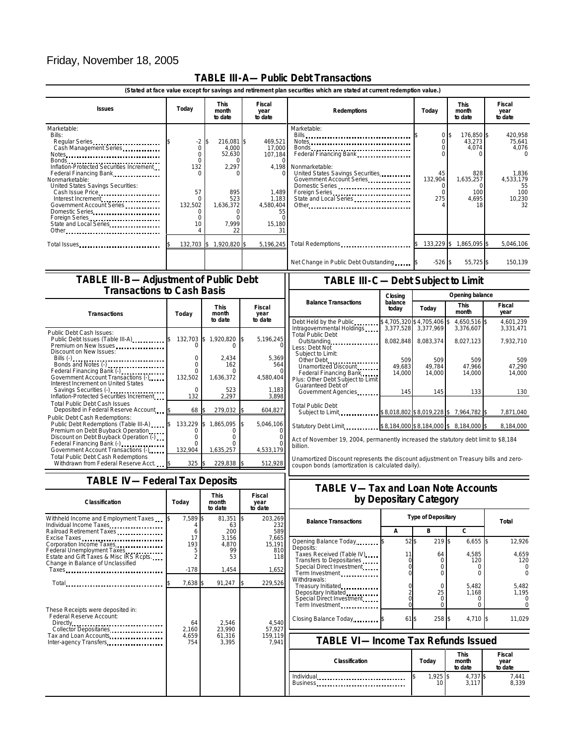Friday, November 18, 2005

## TABLE III-A— Public Debt Transactions

(Stated at face value except for savings and retirement plan securities which are stated at current redemption value.)

| Issues | Today | This month to date | Fiscal year to date | Redemptions | Today | This month to date | Fiscal year to date |
|---|---|---|---|---|---|---|---|
| Marketable: | | | | Marketable: | | | |
| Bills: | | | | Bills | $ 0 | $ 176,850 | $ 420,958 |
| Regular Series | $ -2 | $ 216,081 | $ 469,521 | Notes | 0 | 43,273 | 75,641 |
| Cash Management Series | 0 | 4,000 | 17,000 | Bonds | 0 | 4,074 | 4,076 |
| Notes | 0 | 52,630 | 107,184 | Federal Financing Bank | 0 | 0 | 0 |
| Bonds | 0 | 0 | 0 | | | | |
| Inflation-Protected Securities Increment | 132 | 2,297 | 4,198 | Nonmarketable: | | | |
| Federal Financing Bank | 0 | 0 | 0 | United States Savings Securities | 45 | 828 | 1,836 |
| Nonmarketable: | | | | Government Account Series | 132,904 | 1,635,257 | 4,533,179 |
| United States Savings Securities: | | | | Domestic Series | 0 | 0 | 55 |
| Cash Issue Price | 57 | 895 | 1,489 | Foreign Series | 0 | 100 | 100 |
| Interest Increment | 0 | 523 | 1,183 | State and Local Series | 275 | 4,695 | 10,230 |
| Government Account Series | 132,502 | 1,636,372 | 4,580,404 | Other | 4 | 18 | 32 |
| Domestic Series | 0 | 0 | 55 | | | | |
| Foreign Series | 0 | 0 | 0 | | | | |
| State and Local Series | 10 | 7,999 | 15,180 | | | | |
| Other | 4 | 22 | 31 | | | | |
| Total Issues | $ 132,703 | $ 1,920,820 | $ 5,196,245 | Total Redemptions | $ 133,229 | $ 1,865,095 | $ 5,046,106 |
| | | | | Net Change in Public Debt Outstanding | $ -526 | $ 55,725 | $ 150,139 |

## TABLE III-B— Adjustment of Public Debt Transactions to Cash Basis

| Transactions | Today | This month to date | Fiscal year to date |
|---|---|---|---|
| Public Debt Cash Issues: | | | |
| Public Debt Issues (Table III-A) | $ 132,703 | $ 1,920,820 | $ 5,196,245 |
| Premium on New Issues | 0 | 0 | 0 |
| Discount on New Issues: | | | |
| Bills (-) | 0 | 2,434 | 5,369 |
| Bonds and Notes (-) | 0 | 162 | 564 |
| Federal Financing Bank (-) | 0 | 0 | 0 |
| Government Account Transactions (-) | 132,502 | 1,636,372 | 4,580,404 |
| Interest Increment on United States Savings Securities (-) | 0 | 523 | 1,183 |
| Inflation-Protected Securities Increment | 132 | 2,297 | 3,898 |
| Total Public Debt Cash Issues Deposited in Federal Reserve Account | $ 68 | $ 279,032 | $ 604,827 |
| Public Debt Cash Redemptions: | | | |
| Public Debt Redemptions (Table III-A) | $ 133,229 | $ 1,865,095 | $ 5,046,106 |
| Premium on Debt Buyback Operation | 0 | 0 | 0 |
| Discount on Debt Buyback Operation (-) | 0 | 0 | 0 |
| Federal Financing Bank (-) | 0 | 0 | 0 |
| Government Account Transactions (-) | 132,904 | 1,635,257 | 4,533,179 |
| Total Public Debt Cash Redemptions Withdrawn from Federal Reserve Acct. | $ 325 | $ 229,838 | $ 512,928 |

## TABLE III-C — Debt Subject to Limit

| Balance Transactions | Closing balance today | Opening balance Today | This month | Fiscal year |
|---|---|---|---|---|
| Debt Held by the Public | $ 4,705,320 | $ 4,705,406 | $ 4,650,516 | $ 4,601,239 |
| Intragovernmental Holdings | 3,377,528 | 3,377,969 | 3,376,607 | 3,331,471 |
| Total Public Debt Outstanding | 8,082,848 | 8,083,374 | 8,027,123 | 7,932,710 |
| Less: Debt Not Subject to Limit: | | | | |
| Other Debt | 509 | 509 | 509 | 509 |
| Unamortized Discount | 49,683 | 49,784 | 47,966 | 47,290 |
| Federal Financing Bank | 14,000 | 14,000 | 14,000 | 14,000 |
| Plus: Other Debt Subject to Limit Guaranteed Debt of Government Agencies | 145 | 145 | 133 | 130 |
| Total Public Debt Subject to Limit | $ 8,018,802 | $ 8,019,228 | $ 7,964,782 | $ 7,871,040 |
| Statutory Debt Limit | $ 8,184,000 | $ 8,184,000 | $ 8,184,000 | $ 8,184,000 |

Act of November 19, 2004, permanently increased the statutory debt limit to $8,184 billion.

Unamortized Discount represents the discount adjustment on Treasury bills and zero-coupon bonds (amortization is calculated daily).

## TABLE IV— Federal Tax Deposits

| Classification | Today | This month to date | Fiscal year to date |
|---|---|---|---|
| Withheld Income and Employment Taxes | $ 7,589 | $ 81,351 | $ 203,269 |
| Individual Income Taxes | 4 | 63 | 232 |
| Railroad Retirement Taxes | 6 | 200 | 589 |
| Excise Taxes | 17 | 3,156 | 7,665 |
| Corporation Income Taxes | 193 | 4,870 | 15,191 |
| Federal Unemployment Taxes | 5 | 99 | 810 |
| Estate and Gift Taxes & Misc IRS Rcpts. | 2 | 53 | 118 |
| Change in Balance of Unclassified Taxes | -178 | 1,454 | 1,652 |
| Total | $ 7,638 | $ 91,247 | $ 229,526 |
| These Receipts were deposited in: | | | |
| Federal Reserve Account: | | | |
| Directly | 64 | 2,546 | 4,540 |
| Collector Depositaries | 2,160 | 23,990 | 57,927 |
| Tax and Loan Accounts | 4,659 | 61,316 | 159,119 |
| Inter-agency Transfers | 754 | 3,395 | 7,941 |

## TABLE V— Tax and Loan Note Accounts by Depositary Category

| Balance Transactions | Type of Depositary A | B | C | Total |
|---|---|---|---|---|
| Opening Balance Today | $ 52 | $ 219 | $ 6,655 | $ 12,926 |
| Deposits: | | | | |
| Taxes Received (Table IV) | 11 | 64 | 4,585 | 4,659 |
| Transfers to Depositaries | 0 | 0 | 120 | 120 |
| Special Direct Investment | 0 | 0 | 0 | 0 |
| Term Investment | 0 | 0 | 0 | 0 |
| Withdrawals: | | | | |
| Treasury Initiated | 0 | 0 | 5,482 | 5,482 |
| Depositary Initiated | 2 | 25 | 1,168 | 1,195 |
| Special Direct Investment | 0 | 0 | 0 | 0 |
| Term Investment | 0 | 0 | 0 | 0 |
| Closing Balance Today | $ 61 | $ 258 | $ 4,710 | $ 11,029 |

## TABLE VI— Income Tax Refunds Issued

| Classification | Today | This month to date | Fiscal year to date |
|---|---|---|---|
| Individual | $ 1,925 | $ 4,737 | $ 7,441 |
| Business | 10 | 3,117 | 8,339 |